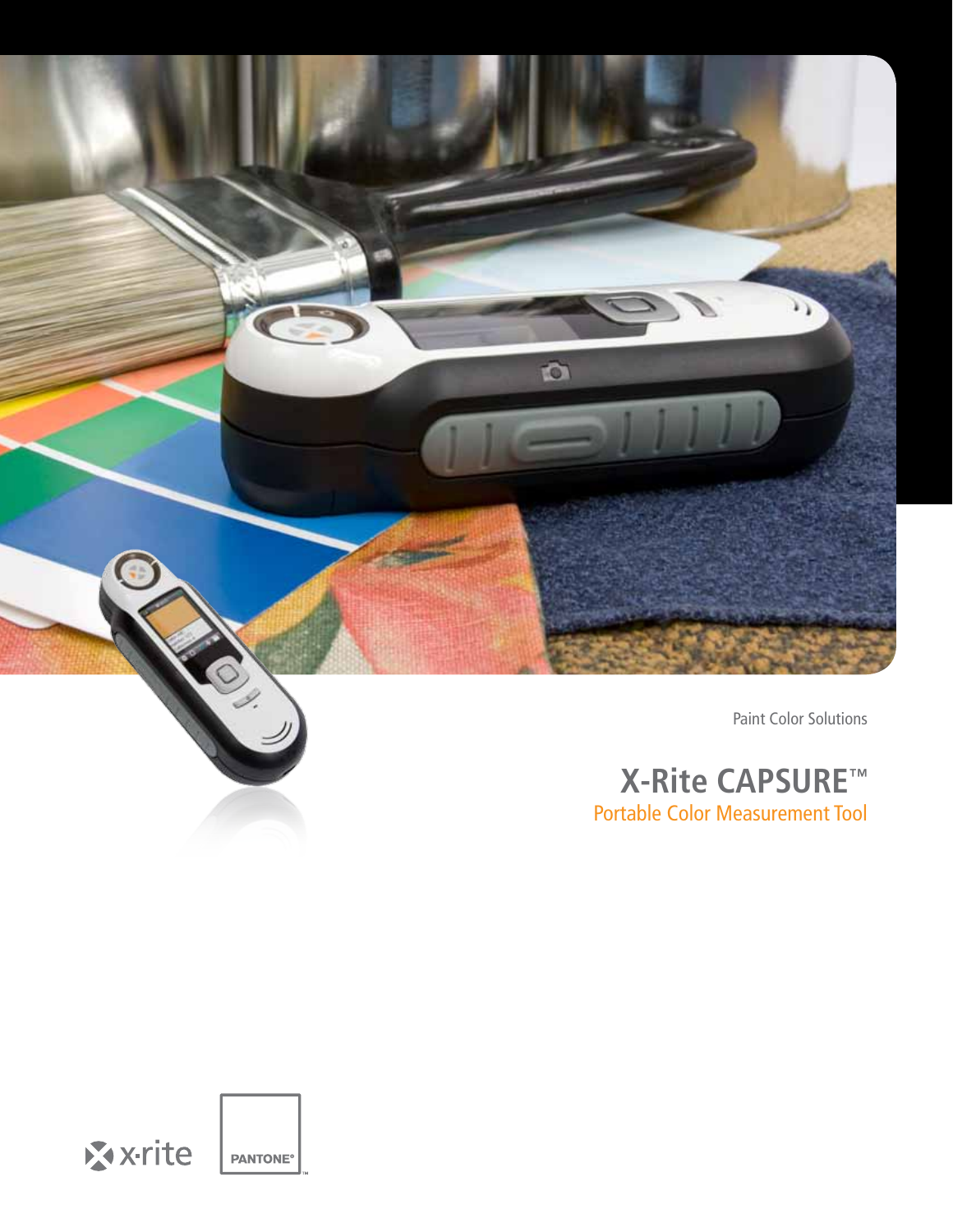Paint Color Solutions

# X-Rite CAPSURE™

## Portable Color Measurement Tool

x·rite

PANTONE®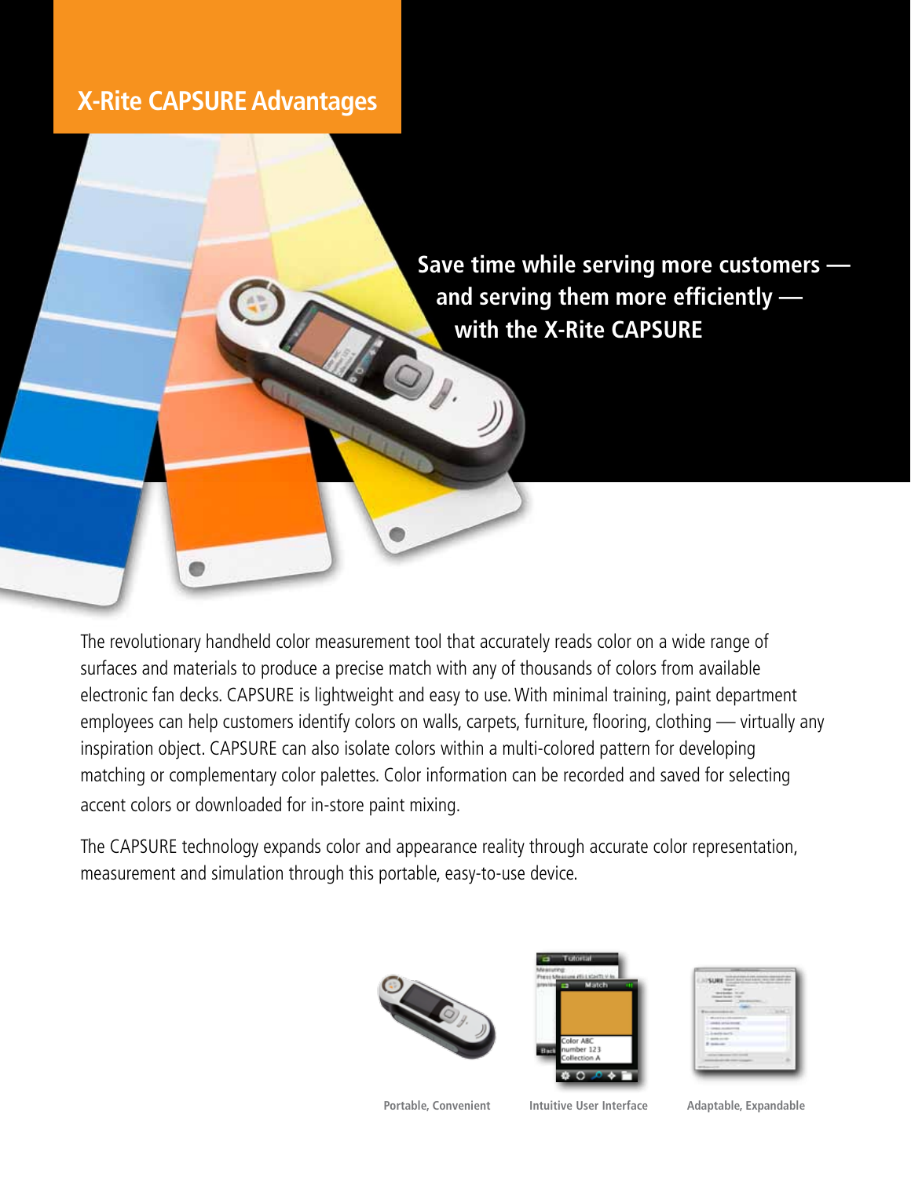# X-Rite CAPSURE Advantages

**Save time while serving more customers — and serving them more efficiently — with the X-Rite CAPSURE**

The revolutionary handheld color measurement tool that accurately reads color on a wide range of surfaces and materials to produce a precise match with any of thousands of colors from available electronic fan decks. CAPSURE is lightweight and easy to use. With minimal training, paint department employees can help customers identify colors on walls, carpets, furniture, flooring, clothing — virtually any inspiration object. CAPSURE can also isolate colors within a multi-colored pattern for developing matching or complementary color palettes. Color information can be recorded and saved for selecting accent colors or downloaded for in-store paint mixing.

The CAPSURE technology expands color and appearance reality through accurate color representation, measurement and simulation through this portable, easy-to-use device.

Portable, Convenient

Intuitive User Interface

Adaptable, Expandable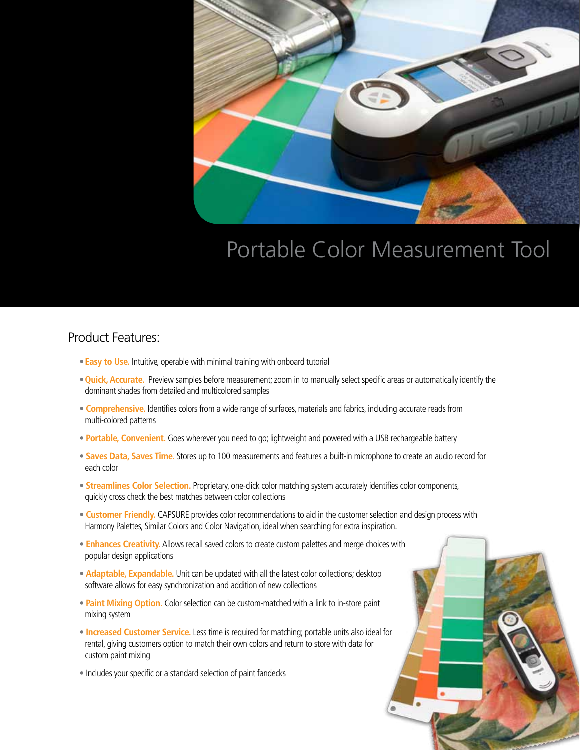# Portable Color Measurement Tool

## Product Features:

- **Easy to Use.** Intuitive, operable with minimal training with onboard tutorial
- **Quick, Accurate.** Preview samples before measurement; zoom in to manually select specific areas or automatically identify the dominant shades from detailed and multicolored samples
- **Comprehensive.** Identifies colors from a wide range of surfaces, materials and fabrics, including accurate reads from multi-colored patterns
- **Portable, Convenient.** Goes wherever you need to go; lightweight and powered with a USB rechargeable battery
- **Saves Data, Saves Time.** Stores up to 100 measurements and features a built-in microphone to create an audio record for each color
- **Streamlines Color Selection.** Proprietary, one-click color matching system accurately identifies color components, quickly cross check the best matches between color collections
- **Customer Friendly.** CAPSURE provides color recommendations to aid in the customer selection and design process with Harmony Palettes, Similar Colors and Color Navigation, ideal when searching for extra inspiration.
- **Enhances Creativity.** Allows recall saved colors to create custom palettes and merge choices with popular design applications
- **Adaptable, Expandable.** Unit can be updated with all the latest color collections; desktop software allows for easy synchronization and addition of new collections
- **Paint Mixing Option.** Color selection can be custom-matched with a link to in-store paint mixing system
- **Increased Customer Service.** Less time is required for matching; portable units also ideal for rental, giving customers option to match their own colors and return to store with data for custom paint mixing
- Includes your specific or a standard selection of paint fandecks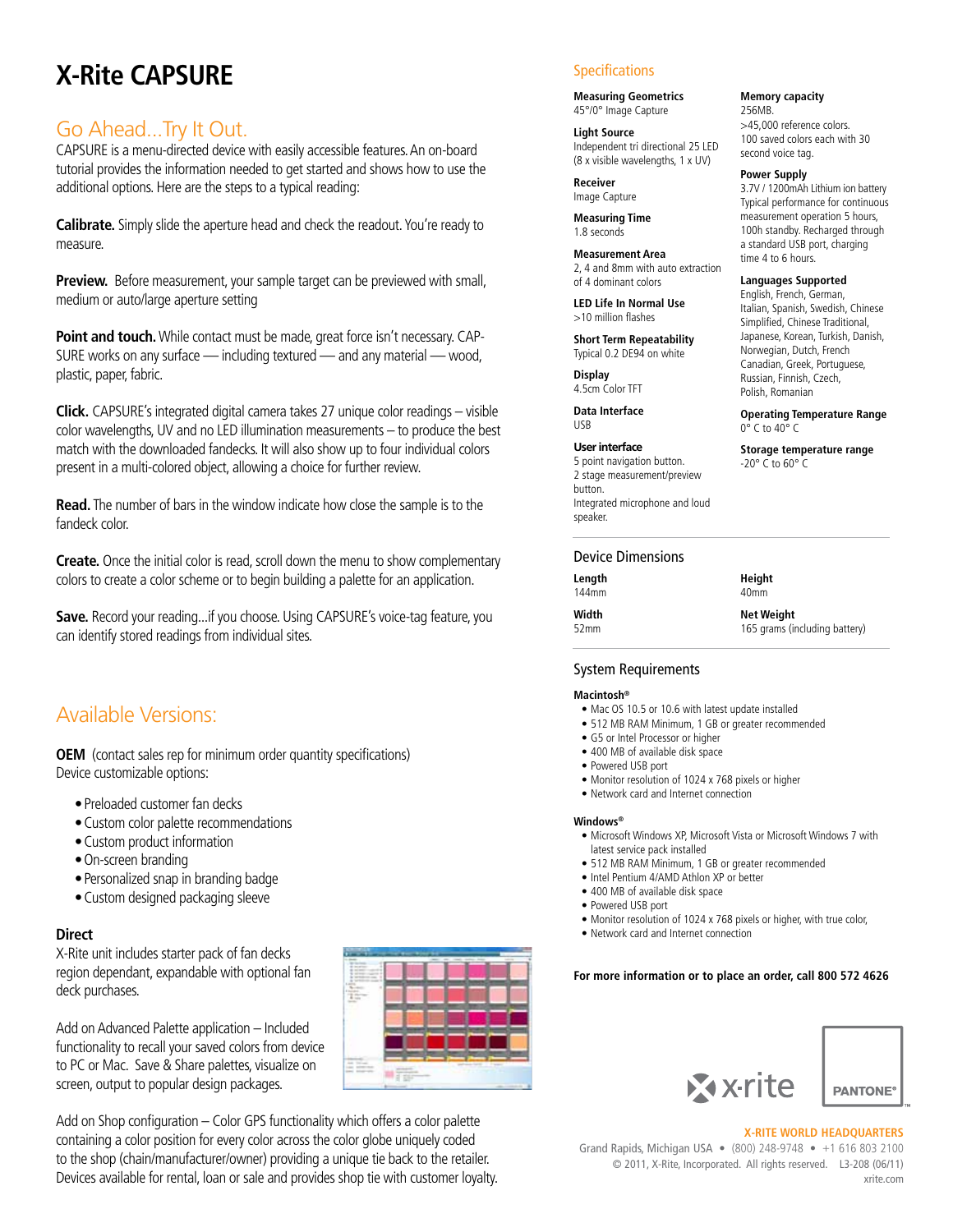# X-Rite CAPSURE

## Go Ahead...Try It Out.

CAPSURE is a menu-directed device with easily accessible features. An on-board tutorial provides the information needed to get started and shows how to use the additional options. Here are the steps to a typical reading:

**Calibrate.** Simply slide the aperture head and check the readout. You're ready to measure.

**Preview.** Before measurement, your sample target can be previewed with small, medium or auto/large aperture setting

**Point and touch.** While contact must be made, great force isn't necessary. CAPSURE works on any surface — including textured — and any material — wood, plastic, paper, fabric.

**Click.** CAPSURE's integrated digital camera takes 27 unique color readings – visible color wavelengths, UV and no LED illumination measurements – to produce the best match with the downloaded fandecks. It will also show up to four individual colors present in a multi-colored object, allowing a choice for further review.

**Read.** The number of bars in the window indicate how close the sample is to the fandeck color.

**Create.** Once the initial color is read, scroll down the menu to show complementary colors to create a color scheme or to begin building a palette for an application.

**Save.** Record your reading...if you choose. Using CAPSURE's voice-tag feature, you can identify stored readings from individual sites.

## Available Versions:

**OEM** (contact sales rep for minimum order quantity specifications)
Device customizable options:

- Preloaded customer fan decks
- Custom color palette recommendations
- Custom product information
- On-screen branding
- Personalized snap in branding badge
- Custom designed packaging sleeve

### Direct

X-Rite unit includes starter pack of fan decks region dependant, expandable with optional fan deck purchases.

Add on Advanced Palette application – Included functionality to recall your saved colors from device to PC or Mac. Save & Share palettes, visualize on screen, output to popular design packages.

Add on Shop configuration – Color GPS functionality which offers a color palette containing a color position for every color across the color globe uniquely coded to the shop (chain/manufacturer/owner) providing a unique tie back to the retailer. Devices available for rental, loan or sale and provides shop tie with customer loyalty.

## Specifications

**Measuring Geometrics**
45°/0° Image Capture

**Light Source**
Independent tri directional 25 LED (8 x visible wavelengths, 1 x UV)

**Receiver**
Image Capture

**Measuring Time**
1.8 seconds

**Measurement Area**
2, 4 and 8mm with auto extraction of 4 dominant colors

**LED Life In Normal Use**
>10 million flashes

**Short Term Repeatability**
Typical 0.2 DE94 on white

**Display**
4.5cm Color TFT

**Data Interface**
USB

**User interface**
5 point navigation button.
2 stage measurement/preview button.
Integrated microphone and loud speaker.

**Memory capacity**
256MB.
>45,000 reference colors.
100 saved colors each with 30 second voice tag.

**Power Supply**
3.7V / 1200mAh Lithium ion battery
Typical performance for continuous measurement operation 5 hours, 100h standby. Recharged through a standard USB port, charging time 4 to 6 hours.

**Languages Supported**
English, French, German, Italian, Spanish, Swedish, Chinese Simplified, Chinese Traditional, Japanese, Korean, Turkish, Danish, Norwegian, Dutch, French Canadian, Greek, Portuguese, Russian, Finnish, Czech, Polish, Romanian

**Operating Temperature Range**
0° C to 40° C

**Storage temperature range**
-20° C to 60° C

## Device Dimensions

**Length**
144mm

**Width**
52mm

**Height**
40mm

**Net Weight**
165 grams (including battery)

## System Requirements

**Macintosh®**

- Mac OS 10.5 or 10.6 with latest update installed
- 512 MB RAM Minimum, 1 GB or greater recommended
- G5 or Intel Processor or higher
- 400 MB of available disk space
- Powered USB port
- Monitor resolution of 1024 x 768 pixels or higher
- Network card and Internet connection

**Windows®**

- Microsoft Windows XP, Microsoft Vista or Microsoft Windows 7 with latest service pack installed
- 512 MB RAM Minimum, 1 GB or greater recommended
- Intel Pentium 4/AMD Athlon XP or better
- 400 MB of available disk space
- Powered USB port
- Monitor resolution of 1024 x 768 pixels or higher, with true color,
- Network card and Internet connection

**For more information or to place an order, call 800 572 4626**

x-rite

PANTONE®

**X-RITE WORLD HEADQUARTERS**
Grand Rapids, Michigan USA • (800) 248-9748 • +1 616 803 2100
© 2011, X-Rite, Incorporated. All rights reserved. L3-208 (06/11)
xrite.com